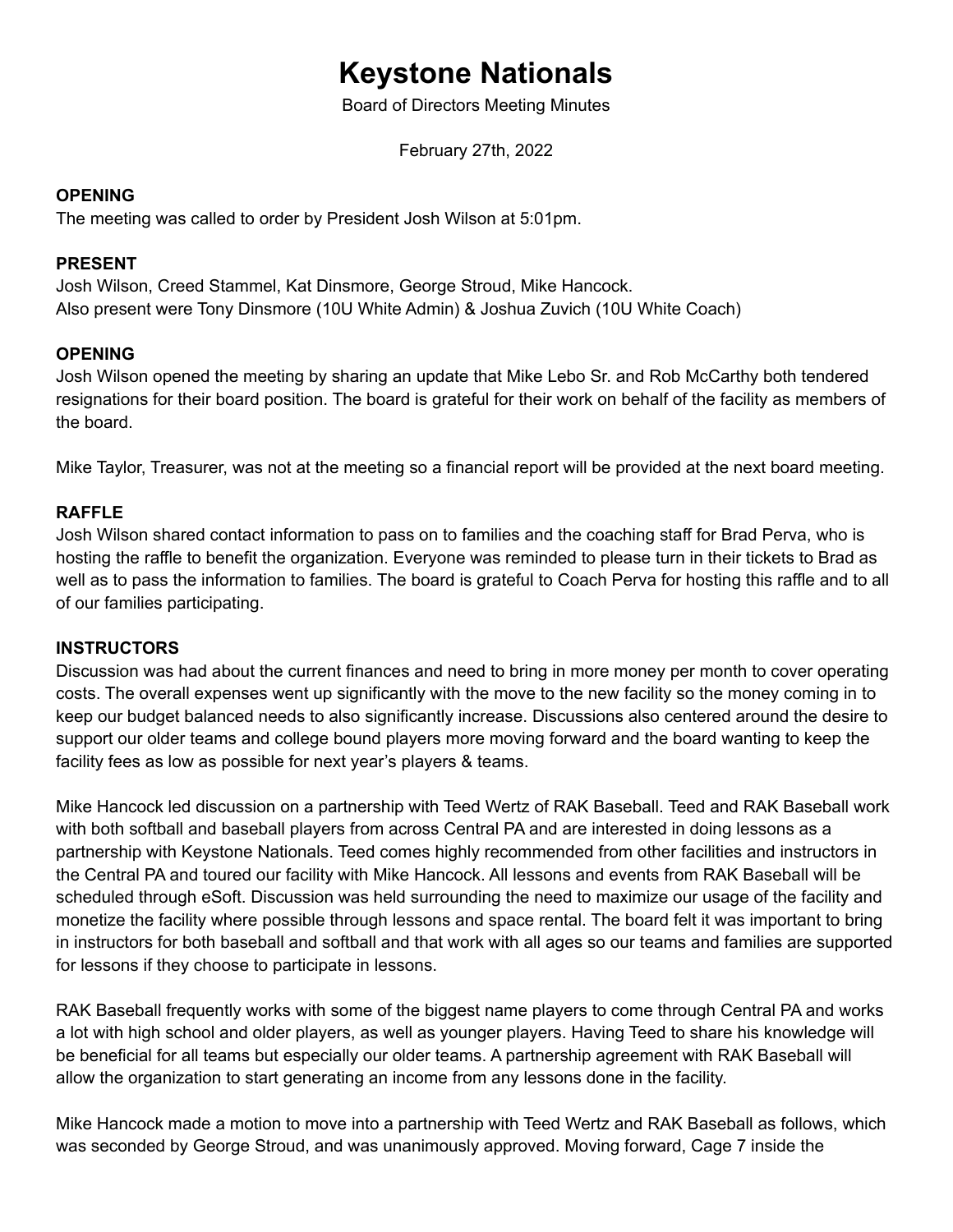# Keystone Nationals

Board of Directors Meeting Minutes

February 27th, 2022

**OPENING**

The meeting was called to order by President Josh Wilson at 5:01pm.

**PRESENT**

Josh Wilson, Creed Stammel, Kat Dinsmore, George Stroud, Mike Hancock.
Also present were Tony Dinsmore (10U White Admin) & Joshua Zuvich (10U White Coach)

**OPENING**

Josh Wilson opened the meeting by sharing an update that Mike Lebo Sr. and Rob McCarthy both tendered resignations for their board position. The board is grateful for their work on behalf of the facility as members of the board.

Mike Taylor, Treasurer, was not at the meeting so a financial report will be provided at the next board meeting.

**RAFFLE**

Josh Wilson shared contact information to pass on to families and the coaching staff for Brad Perva, who is hosting the raffle to benefit the organization. Everyone was reminded to please turn in their tickets to Brad as well as to pass the information to families. The board is grateful to Coach Perva for hosting this raffle and to all of our families participating.

**INSTRUCTORS**

Discussion was had about the current finances and need to bring in more money per month to cover operating costs. The overall expenses went up significantly with the move to the new facility so the money coming in to keep our budget balanced needs to also significantly increase. Discussions also centered around the desire to support our older teams and college bound players more moving forward and the board wanting to keep the facility fees as low as possible for next year's players & teams.

Mike Hancock led discussion on a partnership with Teed Wertz of RAK Baseball. Teed and RAK Baseball work with both softball and baseball players from across Central PA and are interested in doing lessons as a partnership with Keystone Nationals. Teed comes highly recommended from other facilities and instructors in the Central PA and toured our facility with Mike Hancock. All lessons and events from RAK Baseball will be scheduled through eSoft. Discussion was held surrounding the need to maximize our usage of the facility and monetize the facility where possible through lessons and space rental. The board felt it was important to bring in instructors for both baseball and softball and that work with all ages so our teams and families are supported for lessons if they choose to participate in lessons.

RAK Baseball frequently works with some of the biggest name players to come through Central PA and works a lot with high school and older players, as well as younger players. Having Teed to share his knowledge will be beneficial for all teams but especially our older teams. A partnership agreement with RAK Baseball will allow the organization to start generating an income from any lessons done in the facility.

Mike Hancock made a motion to move into a partnership with Teed Wertz and RAK Baseball as follows, which was seconded by George Stroud, and was unanimously approved. Moving forward, Cage 7 inside the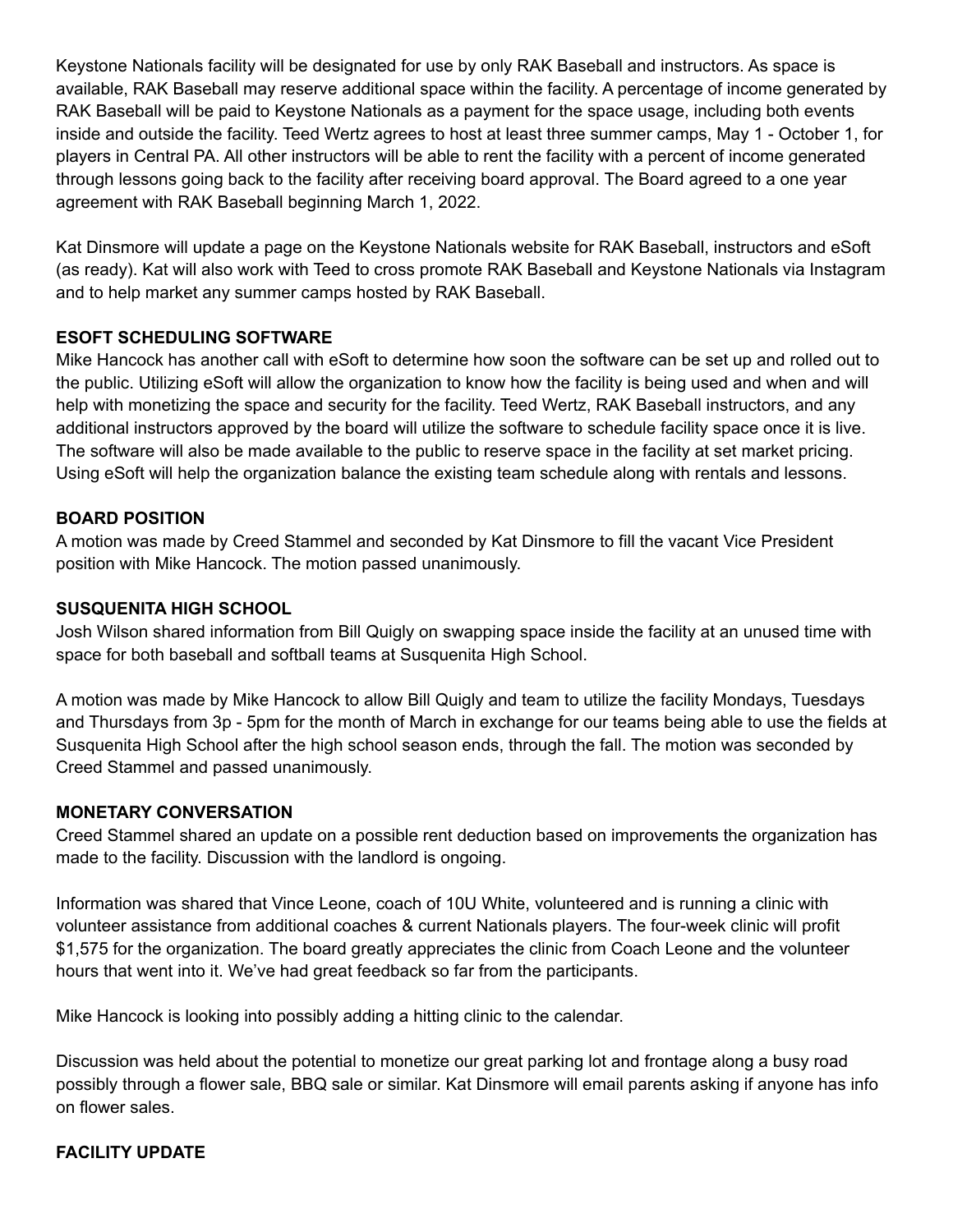Keystone Nationals facility will be designated for use by only RAK Baseball and instructors. As space is available, RAK Baseball may reserve additional space within the facility. A percentage of income generated by RAK Baseball will be paid to Keystone Nationals as a payment for the space usage, including both events inside and outside the facility. Teed Wertz agrees to host at least three summer camps, May 1 - October 1, for players in Central PA. All other instructors will be able to rent the facility with a percent of income generated through lessons going back to the facility after receiving board approval. The Board agreed to a one year agreement with RAK Baseball beginning March 1, 2022.

Kat Dinsmore will update a page on the Keystone Nationals website for RAK Baseball, instructors and eSoft (as ready). Kat will also work with Teed to cross promote RAK Baseball and Keystone Nationals via Instagram and to help market any summer camps hosted by RAK Baseball.

**ESOFT SCHEDULING SOFTWARE**

Mike Hancock has another call with eSoft to determine how soon the software can be set up and rolled out to the public. Utilizing eSoft will allow the organization to know how the facility is being used and when and will help with monetizing the space and security for the facility. Teed Wertz, RAK Baseball instructors, and any additional instructors approved by the board will utilize the software to schedule facility space once it is live. The software will also be made available to the public to reserve space in the facility at set market pricing. Using eSoft will help the organization balance the existing team schedule along with rentals and lessons.

**BOARD POSITION**

A motion was made by Creed Stammel and seconded by Kat Dinsmore to fill the vacant Vice President position with Mike Hancock. The motion passed unanimously.

**SUSQUENITA HIGH SCHOOL**

Josh Wilson shared information from Bill Quigly on swapping space inside the facility at an unused time with space for both baseball and softball teams at Susquenita High School.

A motion was made by Mike Hancock to allow Bill Quigly and team to utilize the facility Mondays, Tuesdays and Thursdays from 3p - 5pm for the month of March in exchange for our teams being able to use the fields at Susquenita High School after the high school season ends, through the fall. The motion was seconded by Creed Stammel and passed unanimously.

**MONETARY CONVERSATION**

Creed Stammel shared an update on a possible rent deduction based on improvements the organization has made to the facility. Discussion with the landlord is ongoing.

Information was shared that Vince Leone, coach of 10U White, volunteered and is running a clinic with volunteer assistance from additional coaches & current Nationals players. The four-week clinic will profit $1,575 for the organization. The board greatly appreciates the clinic from Coach Leone and the volunteer hours that went into it. We've had great feedback so far from the participants.

Mike Hancock is looking into possibly adding a hitting clinic to the calendar.

Discussion was held about the potential to monetize our great parking lot and frontage along a busy road possibly through a flower sale, BBQ sale or similar. Kat Dinsmore will email parents asking if anyone has info on flower sales.

**FACILITY UPDATE**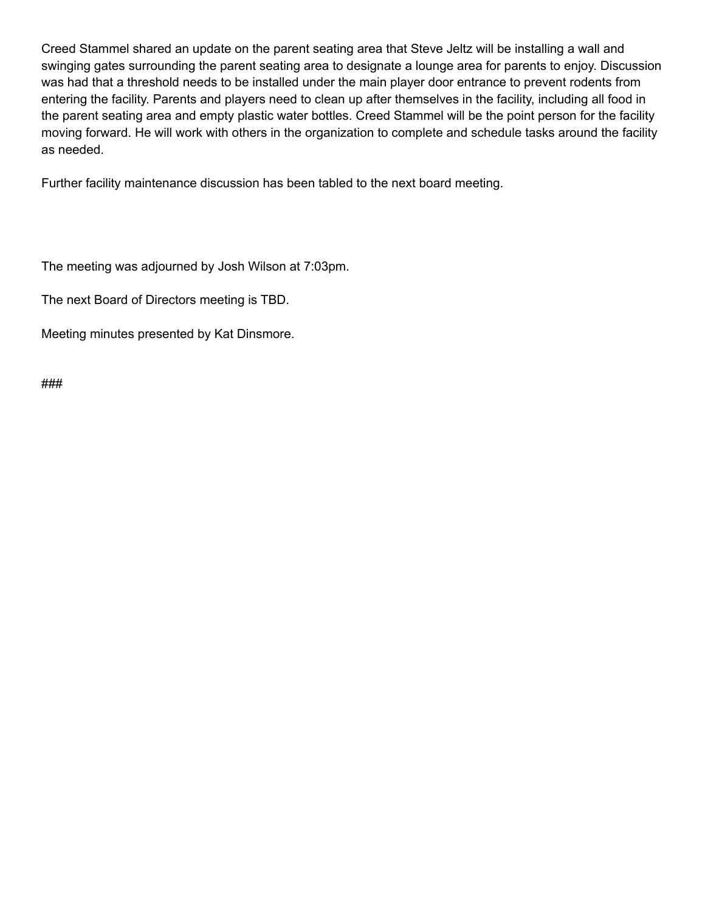Creed Stammel shared an update on the parent seating area that Steve Jeltz will be installing a wall and swinging gates surrounding the parent seating area to designate a lounge area for parents to enjoy. Discussion was had that a threshold needs to be installed under the main player door entrance to prevent rodents from entering the facility. Parents and players need to clean up after themselves in the facility, including all food in the parent seating area and empty plastic water bottles. Creed Stammel will be the point person for the facility moving forward. He will work with others in the organization to complete and schedule tasks around the facility as needed.

Further facility maintenance discussion has been tabled to the next board meeting.

The meeting was adjourned by Josh Wilson at 7:03pm.

The next Board of Directors meeting is TBD.

Meeting minutes presented by Kat Dinsmore.

###